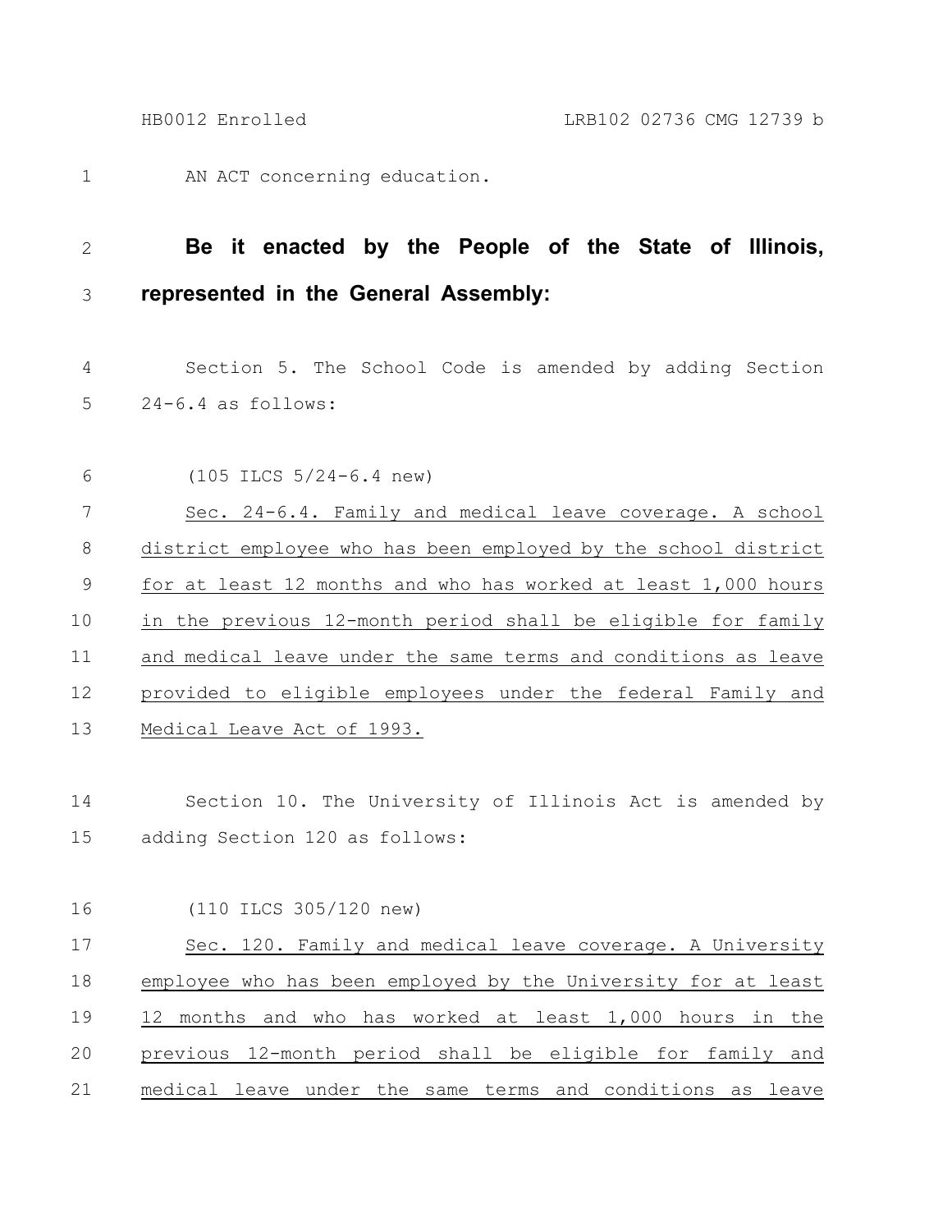AN ACT concerning education.

**Be it enacted by the People of the State of Illinois, represented in the General Assembly:**

Section 5. The School Code is amended by adding Section 24-6.4 as follows:

(105 ILCS 5/24-6.4 new)

Sec. 24-6.4. Family and medical leave coverage. A school district employee who has been employed by the school district for at least 12 months and who has worked at least 1,000 hours in the previous 12-month period shall be eligible for family and medical leave under the same terms and conditions as leave provided to eligible employees under the federal Family and Medical Leave Act of 1993.

Section 10. The University of Illinois Act is amended by adding Section 120 as follows:

(110 ILCS 305/120 new)

Sec. 120. Family and medical leave coverage. A University employee who has been employed by the University for at least 12 months and who has worked at least 1,000 hours in the previous 12-month period shall be eligible for family and medical leave under the same terms and conditions as leave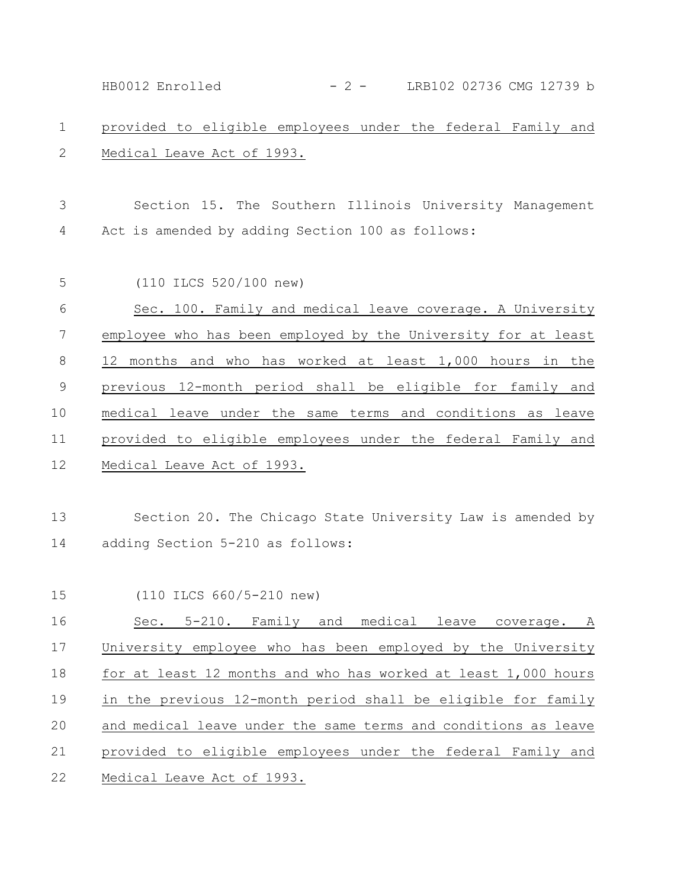provided to eligible employees under the federal Family and Medical Leave Act of 1993.

Section 15. The Southern Illinois University Management Act is amended by adding Section 100 as follows:

(110 ILCS 520/100 new)

Sec. 100. Family and medical leave coverage. A University employee who has been employed by the University for at least 12 months and who has worked at least 1,000 hours in the previous 12-month period shall be eligible for family and medical leave under the same terms and conditions as leave provided to eligible employees under the federal Family and Medical Leave Act of 1993.

Section 20. The Chicago State University Law is amended by adding Section 5-210 as follows:

(110 ILCS 660/5-210 new)

Sec. 5-210. Family and medical leave coverage. A University employee who has been employed by the University for at least 12 months and who has worked at least 1,000 hours in the previous 12-month period shall be eligible for family and medical leave under the same terms and conditions as leave provided to eligible employees under the federal Family and Medical Leave Act of 1993.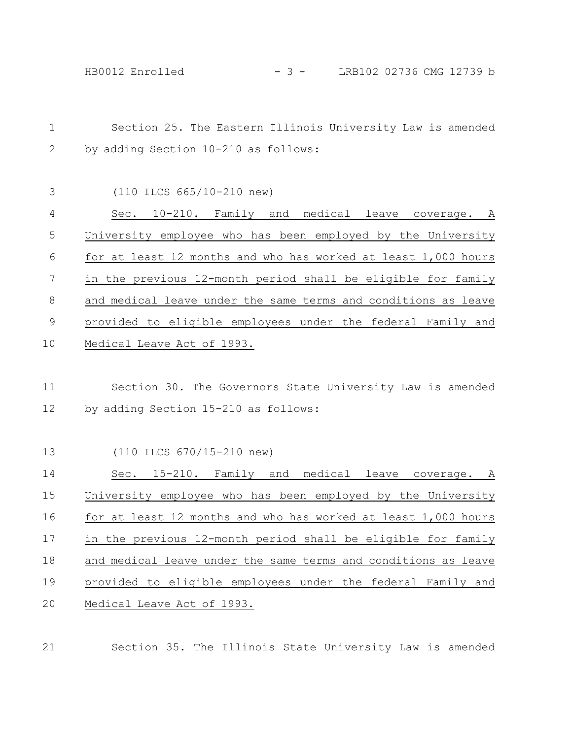Section 25. The Eastern Illinois University Law is amended by adding Section 10-210 as follows:

(110 ILCS 665/10-210 new)

Sec. 10-210. Family and medical leave coverage. A University employee who has been employed by the University for at least 12 months and who has worked at least 1,000 hours in the previous 12-month period shall be eligible for family and medical leave under the same terms and conditions as leave provided to eligible employees under the federal Family and Medical Leave Act of 1993.

Section 30. The Governors State University Law is amended by adding Section 15-210 as follows:

(110 ILCS 670/15-210 new)

Sec. 15-210. Family and medical leave coverage. A University employee who has been employed by the University for at least 12 months and who has worked at least 1,000 hours in the previous 12-month period shall be eligible for family and medical leave under the same terms and conditions as leave provided to eligible employees under the federal Family and Medical Leave Act of 1993.

Section 35. The Illinois State University Law is amended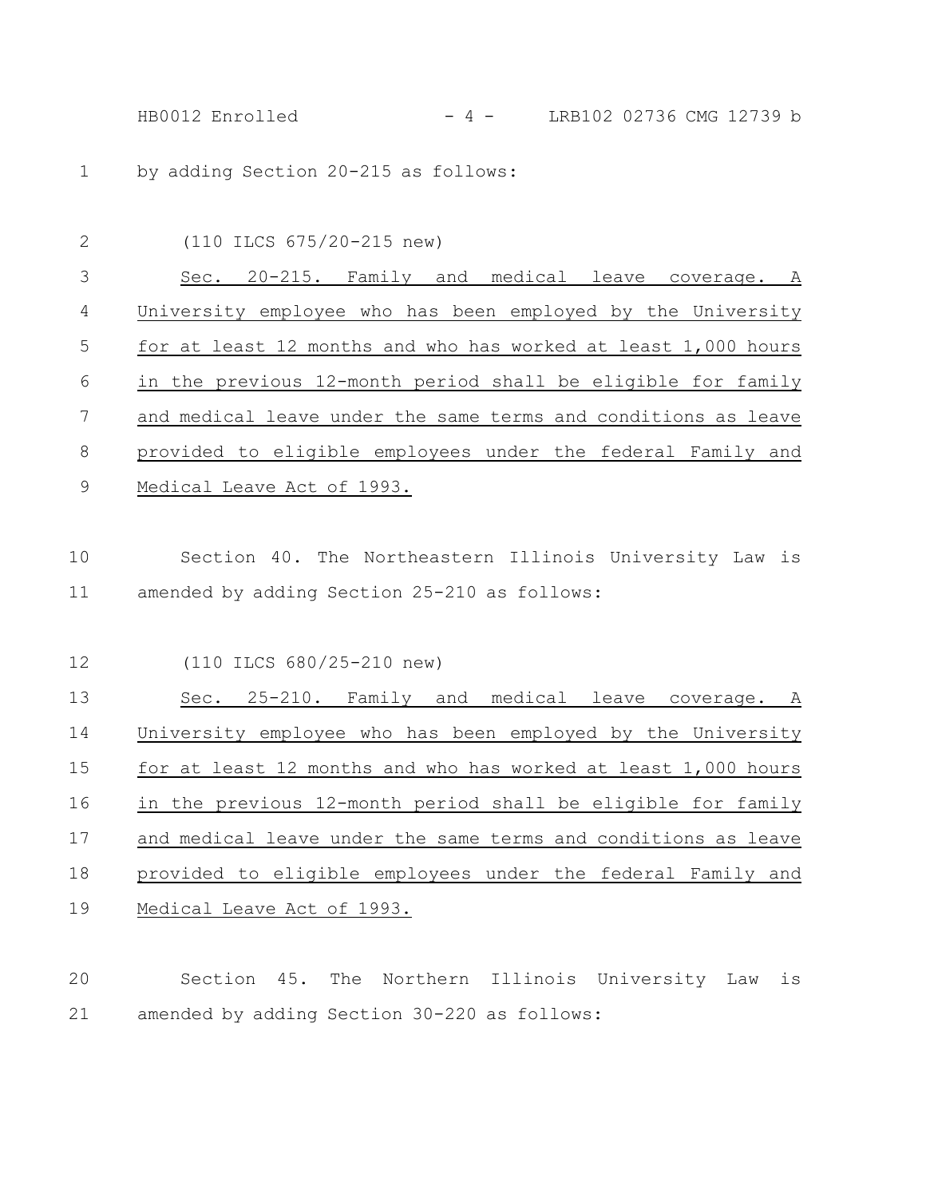by adding Section 20-215 as follows:

(110 ILCS 675/20-215 new)

Sec. 20-215. Family and medical leave coverage. A University employee who has been employed by the University for at least 12 months and who has worked at least 1,000 hours in the previous 12-month period shall be eligible for family and medical leave under the same terms and conditions as leave provided to eligible employees under the federal Family and Medical Leave Act of 1993.

Section 40. The Northeastern Illinois University Law is amended by adding Section 25-210 as follows:

(110 ILCS 680/25-210 new)

Sec. 25-210. Family and medical leave coverage. A University employee who has been employed by the University for at least 12 months and who has worked at least 1,000 hours in the previous 12-month period shall be eligible for family and medical leave under the same terms and conditions as leave provided to eligible employees under the federal Family and Medical Leave Act of 1993.

Section 45. The Northern Illinois University Law is amended by adding Section 30-220 as follows: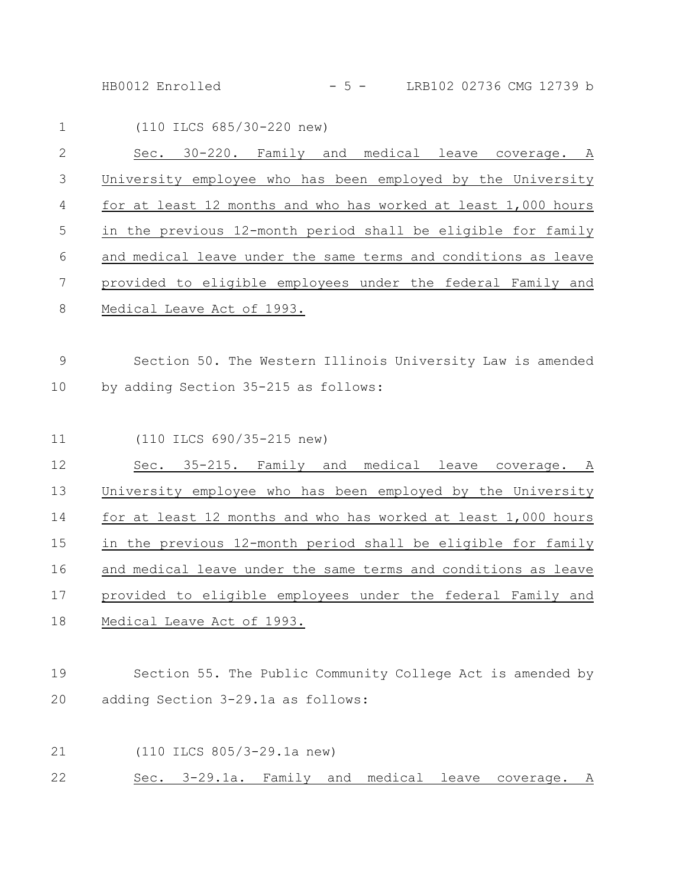(110 ILCS 685/30-220 new)

Sec. 30-220. Family and medical leave coverage. A University employee who has been employed by the University for at least 12 months and who has worked at least 1,000 hours in the previous 12-month period shall be eligible for family and medical leave under the same terms and conditions as leave provided to eligible employees under the federal Family and Medical Leave Act of 1993.

Section 50. The Western Illinois University Law is amended by adding Section 35-215 as follows:

(110 ILCS 690/35-215 new)

Sec. 35-215. Family and medical leave coverage. A University employee who has been employed by the University for at least 12 months and who has worked at least 1,000 hours in the previous 12-month period shall be eligible for family and medical leave under the same terms and conditions as leave provided to eligible employees under the federal Family and Medical Leave Act of 1993.

Section 55. The Public Community College Act is amended by adding Section 3-29.1a as follows:

(110 ILCS 805/3-29.1a new)

Sec. 3-29.1a. Family and medical leave coverage. A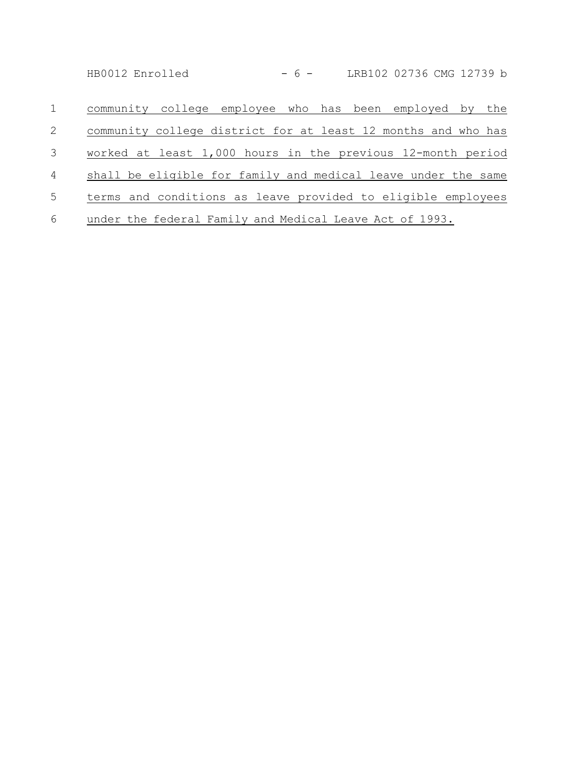community college employee who has been employed by the community college district for at least 12 months and who has worked at least 1,000 hours in the previous 12-month period shall be eligible for family and medical leave under the same terms and conditions as leave provided to eligible employees under the federal Family and Medical Leave Act of 1993.